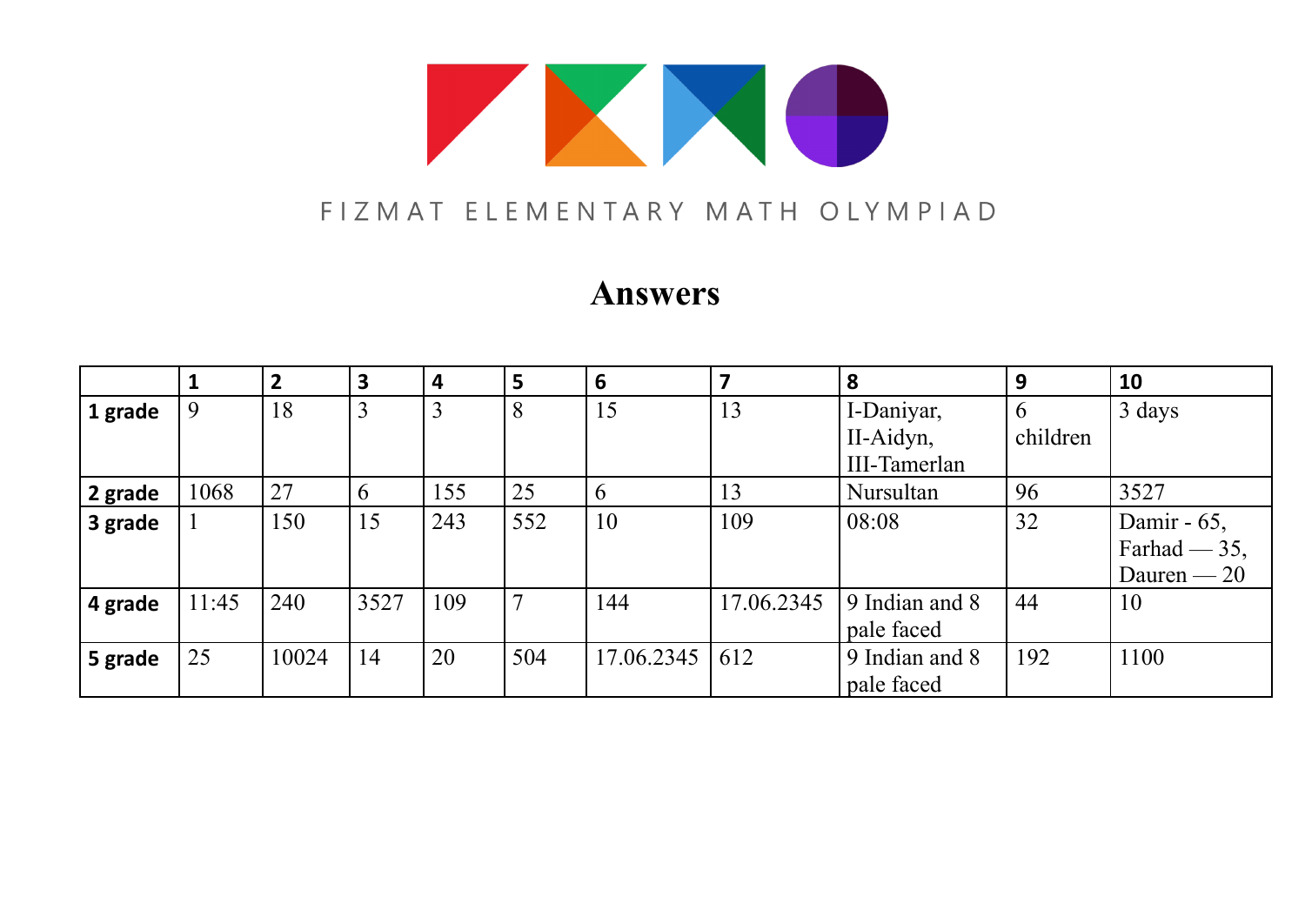FIZMAT ELEMENTARY MATH OLYMPIAD

# Answers

| | 1 | 2 | 3 | 4 | 5 | 6 | 7 | 8 | 9 | 10 |
|---|---|---|---|---|---|---|---|---|---|---|
| **1 grade** | 9 | 18 | 3 | 3 | 8 | 15 | 13 | I-Daniyar, II-Aidyn, III-Tamerlan | 6 children | 3 days |
| **2 grade** | 1068 | 27 | 6 | 155 | 25 | 6 | 13 | Nursultan | 96 | 3527 |
| **3 grade** | 1 | 150 | 15 | 243 | 552 | 10 | 109 | 08:08 | 32 | Damir - 65, Farhad — 35, Dauren — 20 |
| **4 grade** | 11:45 | 240 | 3527 | 109 | 7 | 144 | 17.06.2345 | 9 Indian and 8 pale faced | 44 | 10 |
| **5 grade** | 25 | 10024 | 14 | 20 | 504 | 17.06.2345 | 612 | 9 Indian and 8 pale faced | 192 | 1100 |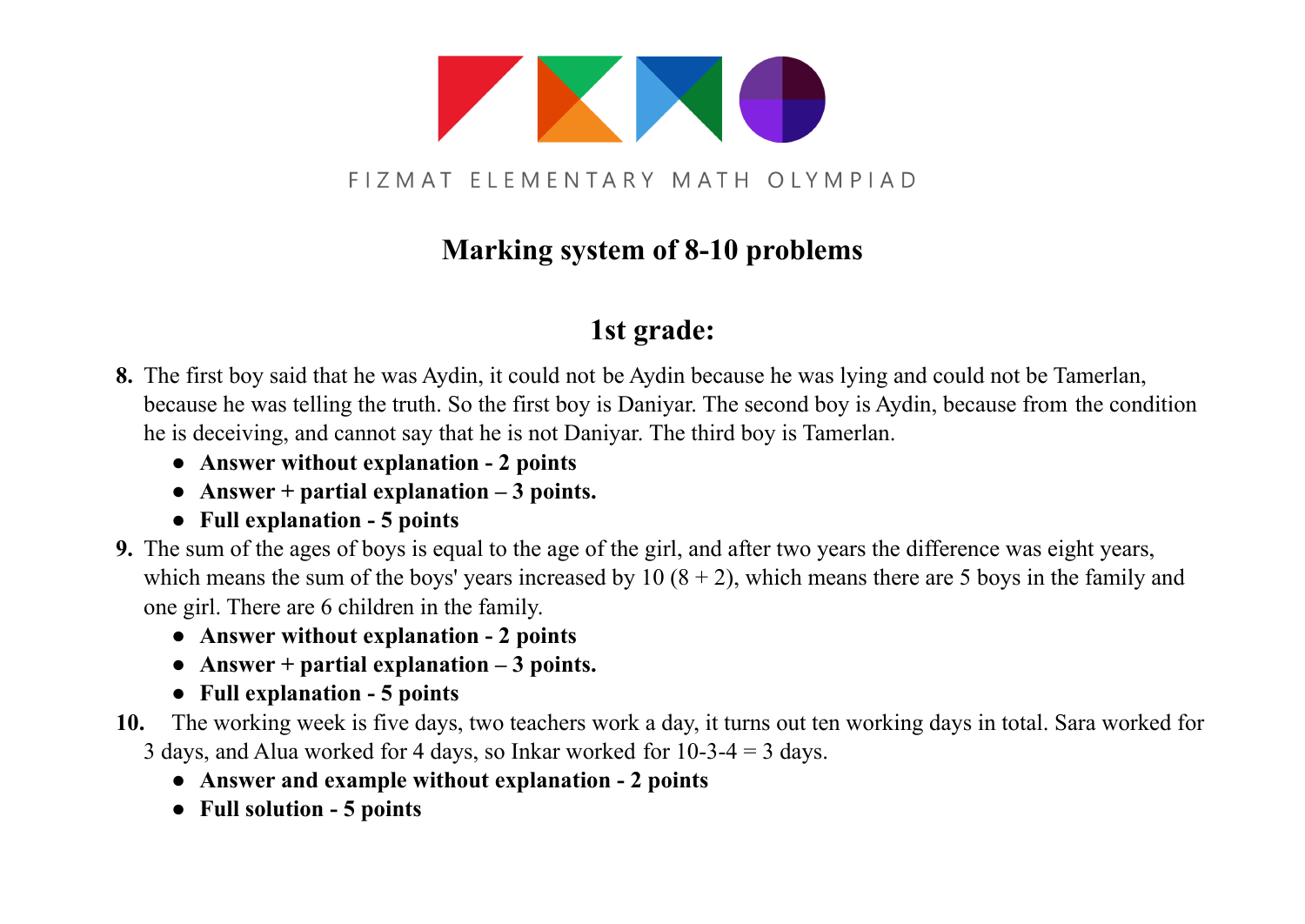FIZMAT ELEMENTARY MATH OLYMPIAD

## Marking system of 8-10 problems

## 1st grade:

**8.** The first boy said that he was Aydin, it could not be Aydin because he was lying and could not be Tamerlan, because he was telling the truth. So the first boy is Daniyar. The second boy is Aydin, because from the condition he is deceiving, and cannot say that he is not Daniyar. The third boy is Tamerlan.

- **Answer without explanation - 2 points**
- **Answer + partial explanation – 3 points.**
- **Full explanation - 5 points**

**9.** The sum of the ages of boys is equal to the age of the girl, and after two years the difference was eight years, which means the sum of the boys' years increased by 10 (8 + 2), which means there are 5 boys in the family and one girl. There are 6 children in the family.

- **Answer without explanation - 2 points**
- **Answer + partial explanation – 3 points.**
- **Full explanation - 5 points**

**10.** The working week is five days, two teachers work a day, it turns out ten working days in total. Sara worked for 3 days, and Alua worked for 4 days, so Inkar worked for 10-3-4 = 3 days.

- **Answer and example without explanation - 2 points**
- **Full solution - 5 points**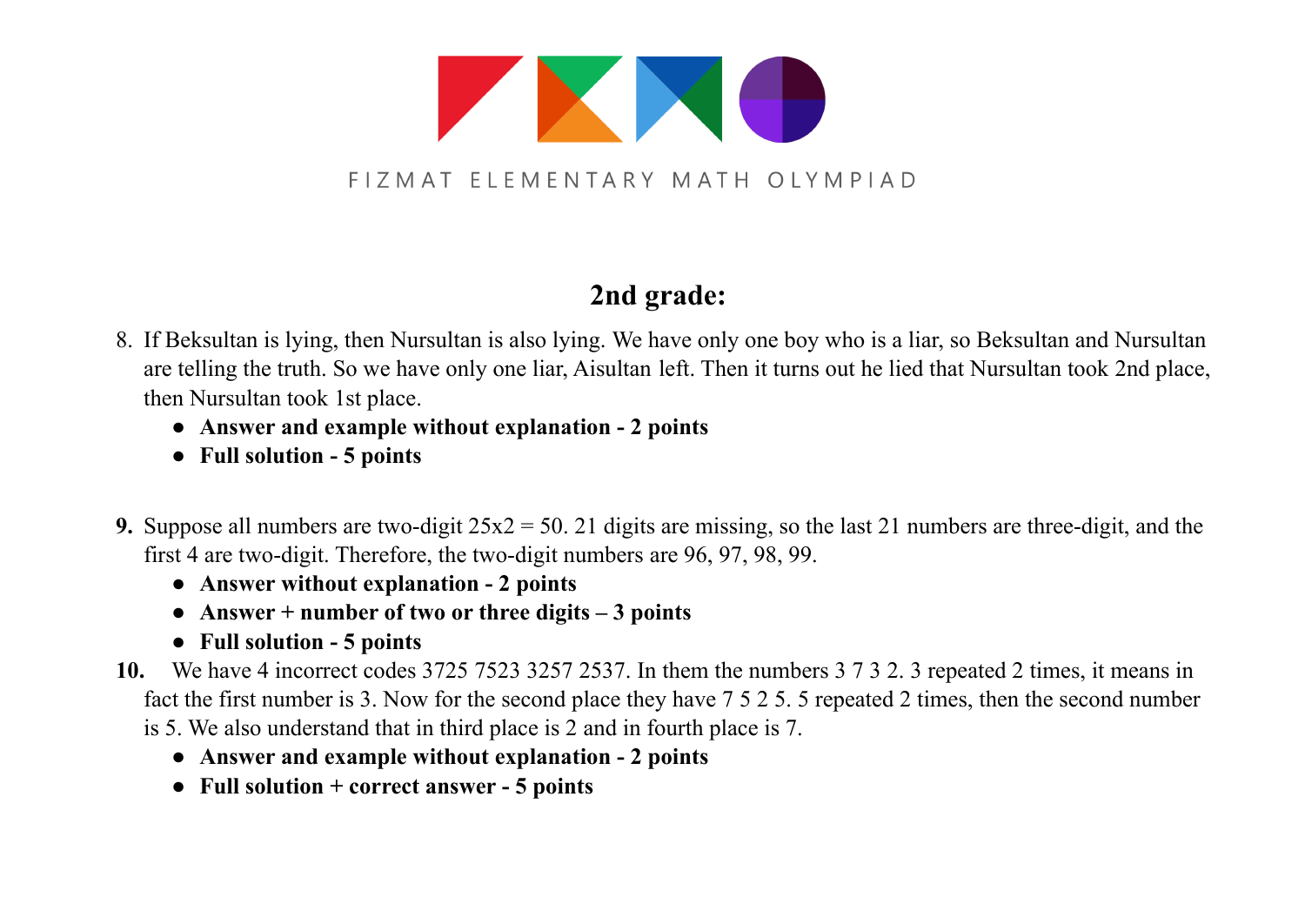FIZMAT ELEMENTARY MATH OLYMPIAD

## 2nd grade:

8. If Beksultan is lying, then Nursultan is also lying. We have only one boy who is a liar, so Beksultan and Nursultan are telling the truth. So we have only one liar, Aisultan left. Then it turns out he lied that Nursultan took 2nd place, then Nursultan took 1st place.
    - **Answer and example without explanation - 2 points**
    - **Full solution - 5 points**

**9.** Suppose all numbers are two-digit 25x2 = 50. 21 digits are missing, so the last 21 numbers are three-digit, and the first 4 are two-digit. Therefore, the two-digit numbers are 96, 97, 98, 99.
- **Answer without explanation - 2 points**
- **Answer + number of two or three digits – 3 points**
- **Full solution - 5 points**

**10.** We have 4 incorrect codes 3725 7523 3257 2537. In them the numbers 3 7 3 2. 3 repeated 2 times, it means in fact the first number is 3. Now for the second place they have 7 5 2 5. 5 repeated 2 times, then the second number is 5. We also understand that in third place is 2 and in fourth place is 7.
- **Answer and example without explanation - 2 points**
- **Full solution + correct answer - 5 points**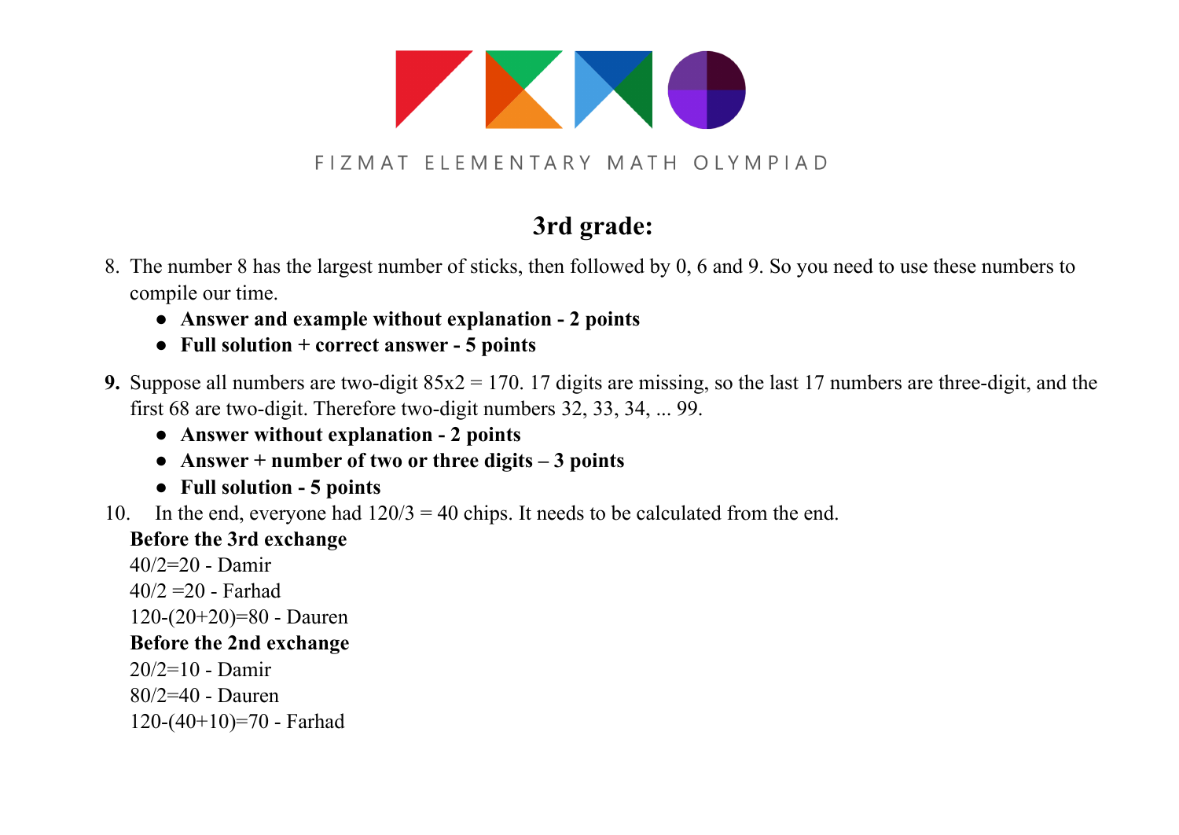FIZMAT ELEMENTARY MATH OLYMPIAD

## 3rd grade:

8. The number 8 has the largest number of sticks, then followed by 0, 6 and 9. So you need to use these numbers to compile our time.
   - **Answer and example without explanation - 2 points**
   - **Full solution + correct answer - 5 points**

9. Suppose all numbers are two-digit $85 \times 2 = 170$. 17 digits are missing, so the last 17 numbers are three-digit, and the first 68 are two-digit. Therefore two-digit numbers 32, 33, 34, ... 99.
   - **Answer without explanation - 2 points**
   - **Answer + number of two or three digits – 3 points**
   - **Full solution - 5 points**

10. In the end, everyone had $120/3 = 40$ chips. It needs to be calculated from the end.

    **Before the 3rd exchange**

    $40/2=20$ - Damir

    $40/2=20$ - Farhad

    $120-(20+20)=80$ - Dauren

    **Before the 2nd exchange**

    $20/2=10$ - Damir

    $80/2=40$ - Dauren

    $120-(40+10)=70$ - Farhad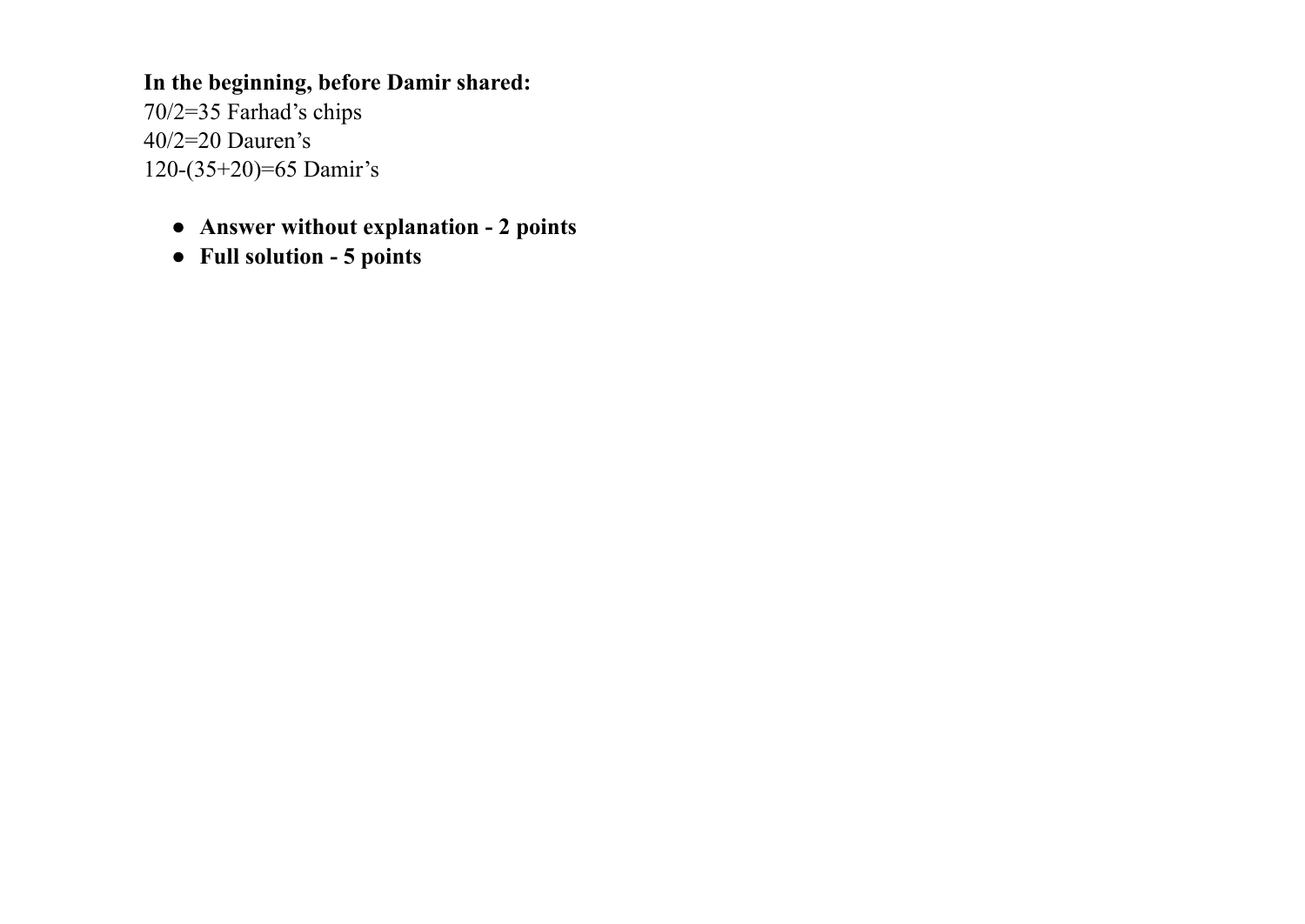**In the beginning, before Damir shared:**

70/2=35 Farhad's chips

40/2=20 Dauren's

120-(35+20)=65 Damir's

- **Answer without explanation - 2 points**
- **Full solution - 5 points**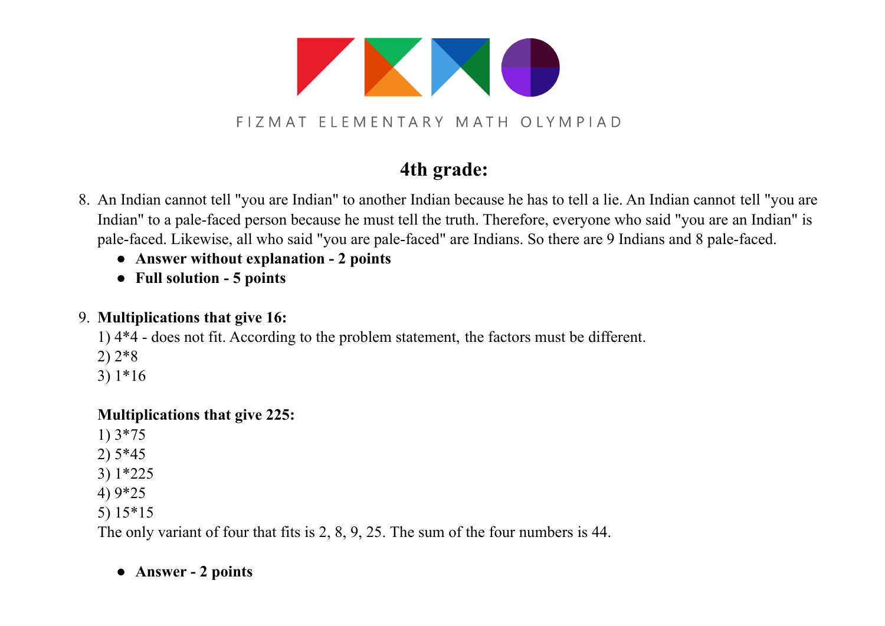FIZMAT ELEMENTARY MATH OLYMPIAD

## 4th grade:

8. An Indian cannot tell "you are Indian" to another Indian because he has to tell a lie. An Indian cannot tell "you are Indian" to a pale-faced person because he must tell the truth. Therefore, everyone who said "you are an Indian" is pale-faced. Likewise, all who said "you are pale-faced" are Indians. So there are 9 Indians and 8 pale-faced.
   - **Answer without explanation - 2 points**
   - **Full solution - 5 points**

9. **Multiplications that give 16:**
   1) 4*4 - does not fit. According to the problem statement, the factors must be different.
   2) 2*8
   3) 1*16

   **Multiplications that give 225:**
   1) 3*75
   2) 5*45
   3) 1*225
   4) 9*25
   5) 15*15

   The only variant of four that fits is 2, 8, 9, 25. The sum of the four numbers is 44.

   - **Answer - 2 points**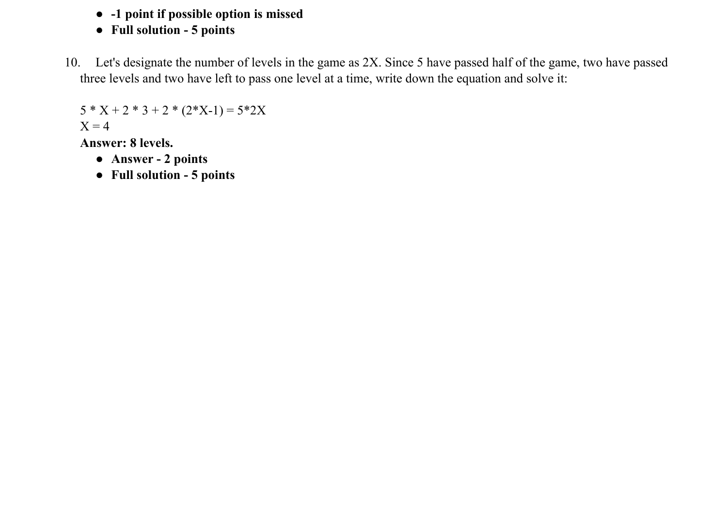- **-1 point if possible option is missed**
- **Full solution - 5 points**

10. Let's designate the number of levels in the game as 2X. Since 5 have passed half of the game, two have passed three levels and two have left to pass one level at a time, write down the equation and solve it:

    $5 * X + 2 * 3 + 2 * (2*X-1) = 5*2X$
    $X = 4$
    **Answer: 8 levels.**
    - **Answer - 2 points**
    - **Full solution - 5 points**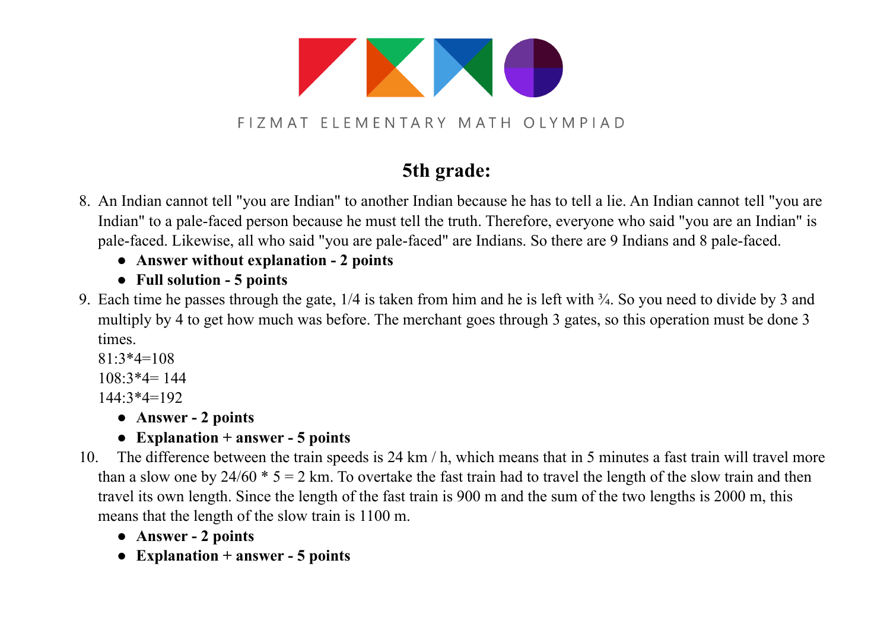FIZMAT ELEMENTARY MATH OLYMPIAD

## 5th grade:

8. An Indian cannot tell "you are Indian" to another Indian because he has to tell a lie. An Indian cannot tell "you are Indian" to a pale-faced person because he must tell the truth. Therefore, everyone who said "you are an Indian" is pale-faced. Likewise, all who said "you are pale-faced" are Indians. So there are 9 Indians and 8 pale-faced.
   - **Answer without explanation - 2 points**
   - **Full solution - 5 points**
9. Each time he passes through the gate, 1/4 is taken from him and he is left with ¾. So you need to divide by 3 and multiply by 4 to get how much was before. The merchant goes through 3 gates, so this operation must be done 3 times.
   81:3*4=108
   108:3*4= 144
   144:3*4=192
   - **Answer - 2 points**
   - **Explanation + answer - 5 points**
10. The difference between the train speeds is 24 km / h, which means that in 5 minutes a fast train will travel more than a slow one by 24/60 * 5 = 2 km. To overtake the fast train had to travel the length of the slow train and then travel its own length. Since the length of the fast train is 900 m and the sum of the two lengths is 2000 m, this means that the length of the slow train is 1100 m.
    - **Answer - 2 points**
    - **Explanation + answer - 5 points**